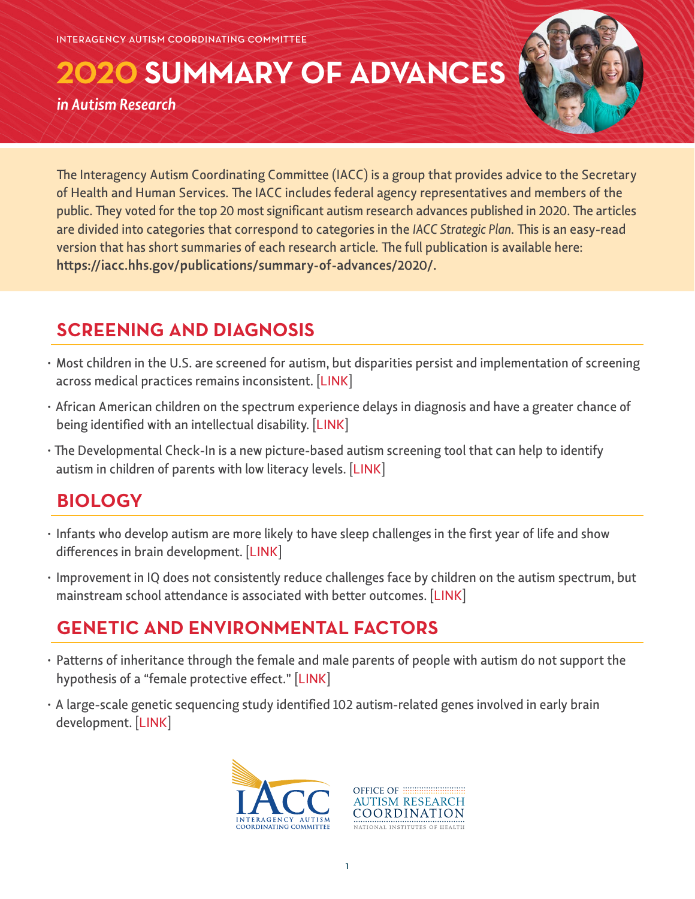INTERAGENCY AUTISM COORDINATING COMMITTEE

# 2020 SUMMARY OF ADVANCES

*in Autism Research*

The Interagency Autism Coordinating Committee (IACC) is a group that provides advice to the Secretary of Health and Human Services. The IACC includes federal agency representatives and members of the public. They voted for the top 20 most significant autism research advances published in 2020. The articles are divided into categories that correspond to categories in the *IACC Strategic Plan*. This is an easy-read version that has short summaries of each research article. The full publication is available here: **https://iacc.hhs.gov/publications/summary-of-advances/2020/.**

## SCREENING AND DIAGNOSIS

- Most children in the U.S. are screened for autism, but disparities persist and implementation of screening across medical practices remains inconsistent. [LINK]
- African American children on the spectrum experience delays in diagnosis and have a greater chance of being identified with an intellectual disability. [LINK]
- The Developmental Check-In is a new picture-based autism screening tool that can help to identify autism in children of parents with low literacy levels. [LINK]

## BIOLOGY

- Infants who develop autism are more likely to have sleep challenges in the first year of life and show differences in brain development. [LINK]
- Improvement in IQ does not consistently reduce challenges face by children on the autism spectrum, but mainstream school attendance is associated with better outcomes. [LINK]

## GENETIC AND ENVIRONMENTAL FACTORS

- Patterns of inheritance through the female and male parents of people with autism do not support the hypothesis of a "female protective effect." [LINK]
- A large-scale genetic sequencing study identified 102 autism-related genes involved in early brain development. [LINK]

IACC INTERAGENCY AUTISM COORDINATING COMMITTEE

OFFICE OF AUTISM RESEARCH COORDINATION NATIONAL INSTITUTES OF HEALTH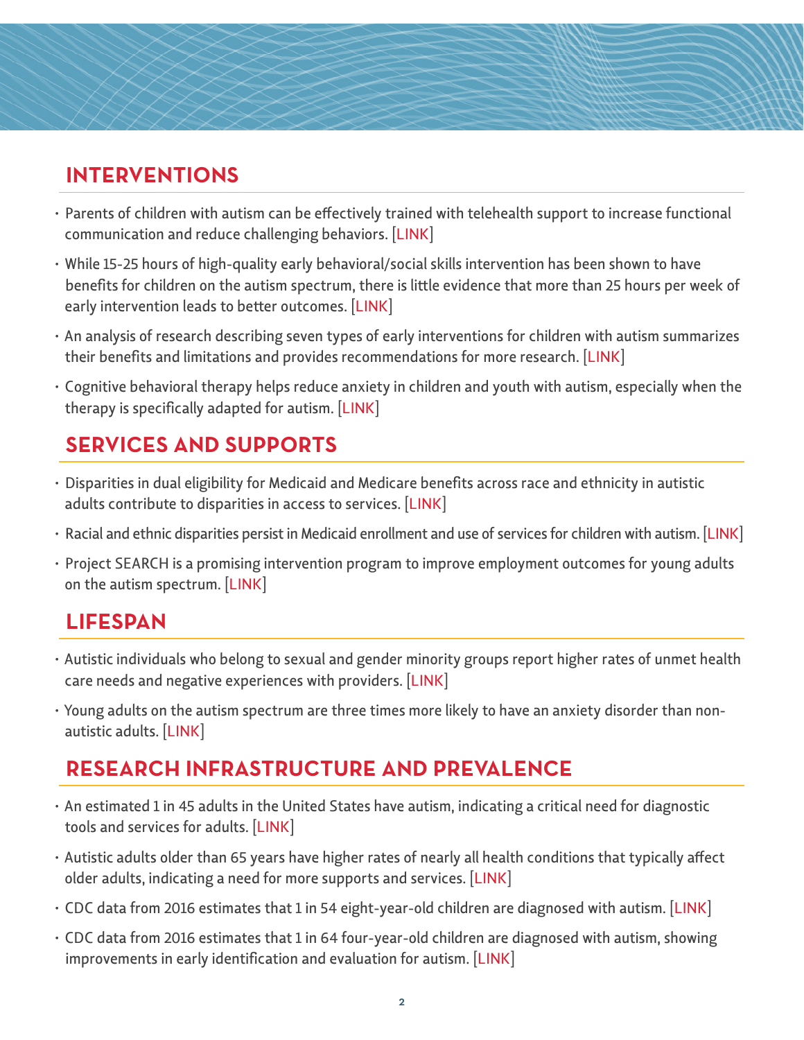## INTERVENTIONS

- Parents of children with autism can be effectively trained with telehealth support to increase functional communication and reduce challenging behaviors. [LINK]
- While 15-25 hours of high-quality early behavioral/social skills intervention has been shown to have benefits for children on the autism spectrum, there is little evidence that more than 25 hours per week of early intervention leads to better outcomes. [LINK]
- An analysis of research describing seven types of early interventions for children with autism summarizes their benefits and limitations and provides recommendations for more research. [LINK]
- Cognitive behavioral therapy helps reduce anxiety in children and youth with autism, especially when the therapy is specifically adapted for autism. [LINK]

## SERVICES AND SUPPORTS

- Disparities in dual eligibility for Medicaid and Medicare benefits across race and ethnicity in autistic adults contribute to disparities in access to services. [LINK]
- Racial and ethnic disparities persist in Medicaid enrollment and use of services for children with autism. [LINK]
- Project SEARCH is a promising intervention program to improve employment outcomes for young adults on the autism spectrum. [LINK]

## LIFESPAN

- Autistic individuals who belong to sexual and gender minority groups report higher rates of unmet health care needs and negative experiences with providers. [LINK]
- Young adults on the autism spectrum are three times more likely to have an anxiety disorder than non-autistic adults. [LINK]

## RESEARCH INFRASTRUCTURE AND PREVALENCE

- An estimated 1 in 45 adults in the United States have autism, indicating a critical need for diagnostic tools and services for adults. [LINK]
- Autistic adults older than 65 years have higher rates of nearly all health conditions that typically affect older adults, indicating a need for more supports and services. [LINK]
- CDC data from 2016 estimates that 1 in 54 eight-year-old children are diagnosed with autism. [LINK]
- CDC data from 2016 estimates that 1 in 64 four-year-old children are diagnosed with autism, showing improvements in early identification and evaluation for autism. [LINK]